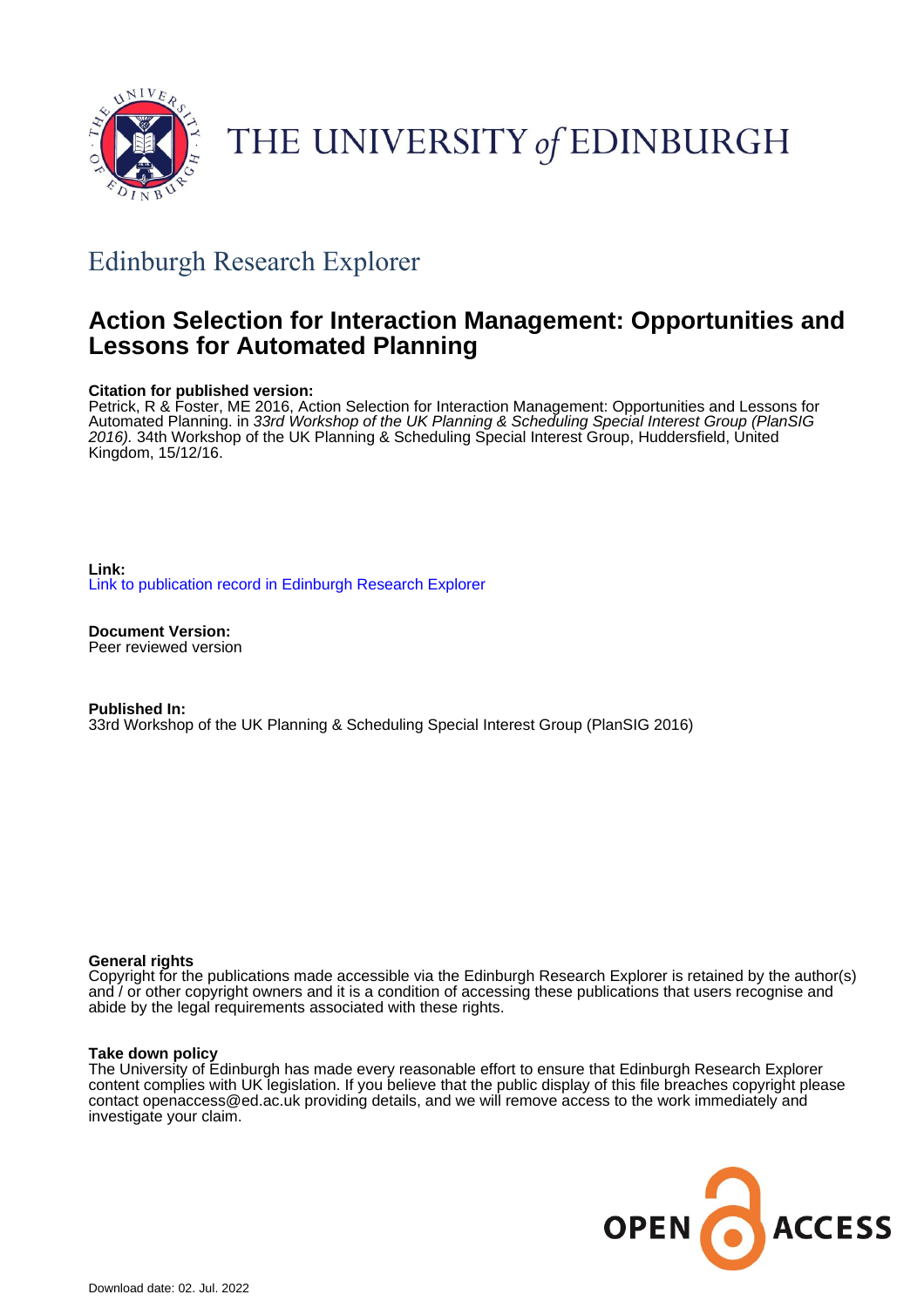THE UNIVERSITY *of* EDINBURGH

## Edinburgh Research Explorer

# Action Selection for Interaction Management: Opportunities and Lessons for Automated Planning

**Citation for published version:**
Petrick, R & Foster, ME 2016, Action Selection for Interaction Management: Opportunities and Lessons for Automated Planning. in *33rd Workshop of the UK Planning & Scheduling Special Interest Group (PlanSIG 2016)*. 34th Workshop of the UK Planning & Scheduling Special Interest Group, Huddersfield, United Kingdom, 15/12/16.

**Link:**
Link to publication record in Edinburgh Research Explorer

**Document Version:**
Peer reviewed version

**Published In:**
33rd Workshop of the UK Planning & Scheduling Special Interest Group (PlanSIG 2016)

**General rights**
Copyright for the publications made accessible via the Edinburgh Research Explorer is retained by the author(s) and / or other copyright owners and it is a condition of accessing these publications that users recognise and abide by the legal requirements associated with these rights.

**Take down policy**
The University of Edinburgh has made every reasonable effort to ensure that Edinburgh Research Explorer content complies with UK legislation. If you believe that the public display of this file breaches copyright please contact openaccess@ed.ac.uk providing details, and we will remove access to the work immediately and investigate your claim.

OPEN ACCESS

Download date: 02. Jul. 2022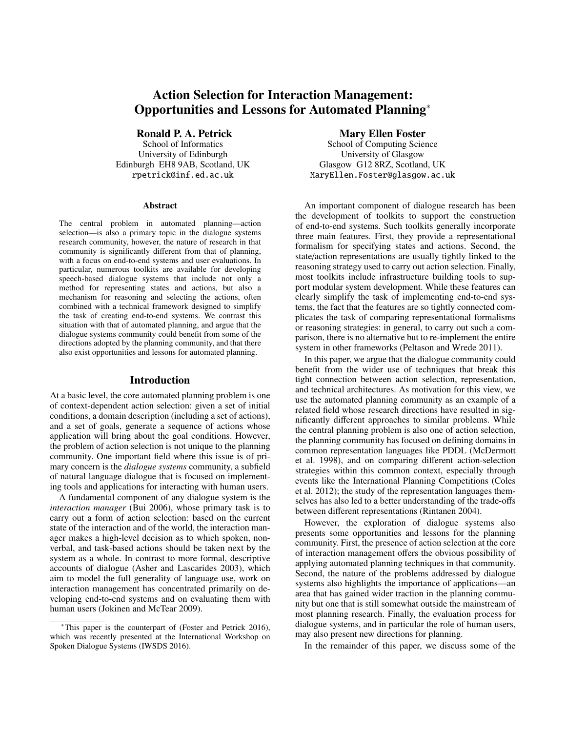# Action Selection for Interaction Management: Opportunities and Lessons for Automated Planning*

**Ronald P. A. Petrick**
School of Informatics
University of Edinburgh
Edinburgh EH8 9AB, Scotland, UK
rpetrick@inf.ed.ac.uk

**Mary Ellen Foster**
School of Computing Science
University of Glasgow
Glasgow G12 8RZ, Scotland, UK
MaryEllen.Foster@glasgow.ac.uk

### Abstract

The central problem in automated planning—action selection—is also a primary topic in the dialogue systems research community, however, the nature of research in that community is significantly different from that of planning, with a focus on end-to-end systems and user evaluations. In particular, numerous toolkits are available for developing speech-based dialogue systems that include not only a method for representing states and actions, but also a mechanism for reasoning and selecting the actions, often combined with a technical framework designed to simplify the task of creating end-to-end systems. We contrast this situation with that of automated planning, and argue that the dialogue systems community could benefit from some of the directions adopted by the planning community, and that there also exist opportunities and lessons for automated planning.

## Introduction

At a basic level, the core automated planning problem is one of context-dependent action selection: given a set of initial conditions, a domain description (including a set of actions), and a set of goals, generate a sequence of actions whose application will bring about the goal conditions. However, the problem of action selection is not unique to the planning community. One important field where this issue is of primary concern is the *dialogue systems* community, a subfield of natural language dialogue that is focused on implementing tools and applications for interacting with human users.

A fundamental component of any dialogue system is the *interaction manager* (Bui 2006), whose primary task is to carry out a form of action selection: based on the current state of the interaction and of the world, the interaction manager makes a high-level decision as to which spoken, non-verbal, and task-based actions should be taken next by the system as a whole. In contrast to more formal, descriptive accounts of dialogue (Asher and Lascarides 2003), which aim to model the full generality of language use, work on interaction management has concentrated primarily on developing end-to-end systems and on evaluating them with human users (Jokinen and McTear 2009).

*This paper is the counterpart of (Foster and Petrick 2016), which was recently presented at the International Workshop on Spoken Dialogue Systems (IWSDS 2016).

An important component of dialogue research has been the development of toolkits to support the construction of end-to-end systems. Such toolkits generally incorporate three main features. First, they provide a representational formalism for specifying states and actions. Second, the state/action representations are usually tightly linked to the reasoning strategy used to carry out action selection. Finally, most toolkits include infrastructure building tools to support modular system development. While these features can clearly simplify the task of implementing end-to-end systems, the fact that the features are so tightly connected complicates the task of comparing representational formalisms or reasoning strategies: in general, to carry out such a comparison, there is no alternative but to re-implement the entire system in other frameworks (Peltason and Wrede 2011).

In this paper, we argue that the dialogue community could benefit from the wider use of techniques that break this tight connection between action selection, representation, and technical architectures. As motivation for this view, we use the automated planning community as an example of a related field whose research directions have resulted in significantly different approaches to similar problems. While the central planning problem is also one of action selection, the planning community has focused on defining domains in common representation languages like PDDL (McDermott et al. 1998), and on comparing different action-selection strategies within this common context, especially through events like the International Planning Competitions (Coles et al. 2012); the study of the representation languages themselves has also led to a better understanding of the trade-offs between different representations (Rintanen 2004).

However, the exploration of dialogue systems also presents some opportunities and lessons for the planning community. First, the presence of action selection at the core of interaction management offers the obvious possibility of applying automated planning techniques in that community. Second, the nature of the problems addressed by dialogue systems also highlights the importance of applications—an area that has gained wider traction in the planning community but one that is still somewhat outside the mainstream of most planning research. Finally, the evaluation process for dialogue systems, and in particular the role of human users, may also present new directions for planning.

In the remainder of this paper, we discuss some of the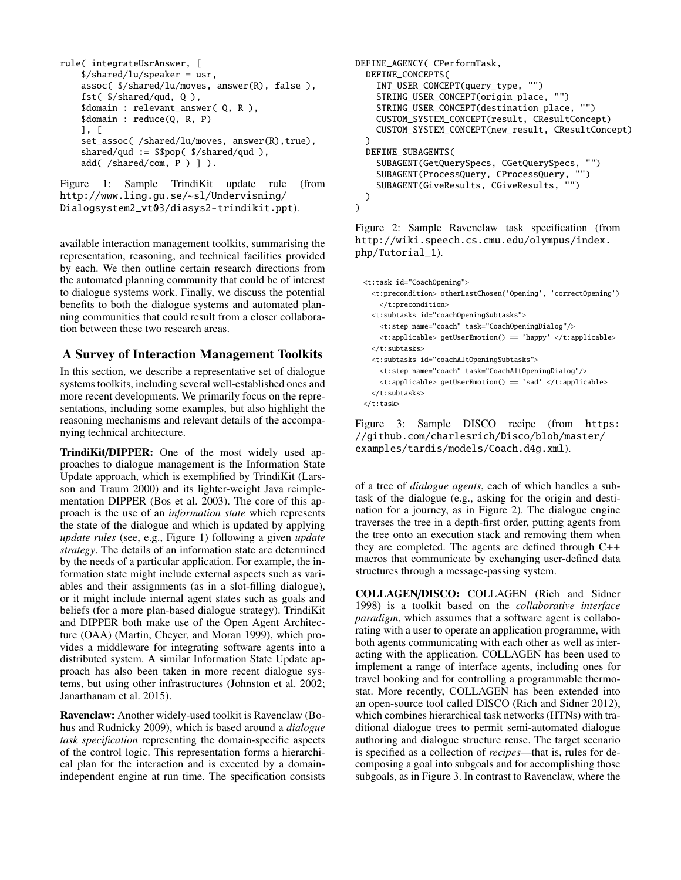```
rule( integrateUsrAnswer, [
    $/shared/lu/speaker = usr,
    assoc( $/shared/lu/moves, answer(R), false ),
    fst( $/shared/qud, Q ),
    $domain : relevant_answer( Q, R ),
    $domain : reduce(Q, R, P)
    ], [
    set_assoc( /shared/lu/moves, answer(R),true),
    shared/qud := $$pop( $/shared/qud ),
    add( /shared/com, P ) ] ).
```

Figure 1: Sample TrindiKit update rule (from http://www.ling.gu.se/~sl/Undervisning/Dialogsystem2_vt03/diasys2-trindikit.ppt).

available interaction management toolkits, summarising the representation, reasoning, and technical facilities provided by each. We then outline certain research directions from the automated planning community that could be of interest to dialogue systems work. Finally, we discuss the potential benefits to both the dialogue systems and automated planning communities that could result from a closer collaboration between these two research areas.

## A Survey of Interaction Management Toolkits

In this section, we describe a representative set of dialogue systems toolkits, including several well-established ones and more recent developments. We primarily focus on the representations, including some examples, but also highlight the reasoning mechanisms and relevant details of the accompanying technical architecture.

**TrindiKit/DIPPER:** One of the most widely used approaches to dialogue management is the Information State Update approach, which is exemplified by TrindiKit (Larsson and Traum 2000) and its lighter-weight Java reimplementation DIPPER (Bos et al. 2003). The core of this approach is the use of an *information state* which represents the state of the dialogue and which is updated by applying *update rules* (see, e.g., Figure 1) following a given *update strategy*. The details of an information state are determined by the needs of a particular application. For example, the information state might include external aspects such as variables and their assignments (as in a slot-filling dialogue), or it might include internal agent states such as goals and beliefs (for a more plan-based dialogue strategy). TrindiKit and DIPPER both make use of the Open Agent Architecture (OAA) (Martin, Cheyer, and Moran 1999), which provides a middleware for integrating software agents into a distributed system. A similar Information State Update approach has also been taken in more recent dialogue systems, but using other infrastructures (Johnston et al. 2002; Janarthanam et al. 2015).

**Ravenclaw:** Another widely-used toolkit is Ravenclaw (Bohus and Rudnicky 2009), which is based around a *dialogue task specification* representing the domain-specific aspects of the control logic. This representation forms a hierarchical plan for the interaction and is executed by a domain-independent engine at run time. The specification consists of a tree of *dialogue agents*, each of which handles a subtask of the dialogue (e.g., asking for the origin and destination for a journey, as in Figure 2). The dialogue engine traverses the tree in a depth-first order, putting agents from the tree onto an execution stack and removing them when they are completed. The agents are defined through C++ macros that communicate by exchanging user-defined data structures through a message-passing system.

```
DEFINE_AGENCY( CPerformTask,
  DEFINE_CONCEPTS(
    INT_USER_CONCEPT(query_type, "")
    STRING_USER_CONCEPT(origin_place, "")
    STRING_USER_CONCEPT(destination_place, "")
    CUSTOM_SYSTEM_CONCEPT(result, CResultConcept)
    CUSTOM_SYSTEM_CONCEPT(new_result, CResultConcept)
  )
  DEFINE_SUBAGENTS(
    SUBAGENT(GetQuerySpecs, CGetQuerySpecs, "")
    SUBAGENT(ProcessQuery, CProcessQuery, "")
    SUBAGENT(GiveResults, CGiveResults, "")
  )
)
```

Figure 2: Sample Ravenclaw task specification (from http://wiki.speech.cs.cmu.edu/olympus/index.php/Tutorial_1).

```
<t:task id="CoachOpening">
  <t:precondition> otherLastChosen('Opening', 'correctOpening')
    </t:precondition>
  <t:subtasks id="coachOpeningSubtasks">
    <t:step name="coach" task="CoachOpeningDialog"/>
    <t:applicable> getUserEmotion() == 'happy' </t:applicable>
  </t:subtasks>
  <t:subtasks id="coachAltOpeningSubtasks">
    <t:step name="coach" task="CoachAltOpeningDialog"/>
    <t:applicable> getUserEmotion() == 'sad' </t:applicable>
  </t:subtasks>
</t:task>
```

Figure 3: Sample DISCO recipe (from https://github.com/charlesrich/Disco/blob/master/examples/tardis/models/Coach.d4g.xml).

**COLLAGEN/DISCO:** COLLAGEN (Rich and Sidner 1998) is a toolkit based on the *collaborative interface paradigm*, which assumes that a software agent is collaborating with a user to operate an application programme, with both agents communicating with each other as well as interacting with the application. COLLAGEN has been used to implement a range of interface agents, including ones for travel booking and for controlling a programmable thermostat. More recently, COLLAGEN has been extended into an open-source tool called DISCO (Rich and Sidner 2012), which combines hierarchical task networks (HTNs) with traditional dialogue trees to permit semi-automated dialogue authoring and dialogue structure reuse. The target scenario is specified as a collection of *recipes*—that is, rules for decomposing a goal into subgoals and for accomplishing those subgoals, as in Figure 3. In contrast to Ravenclaw, where the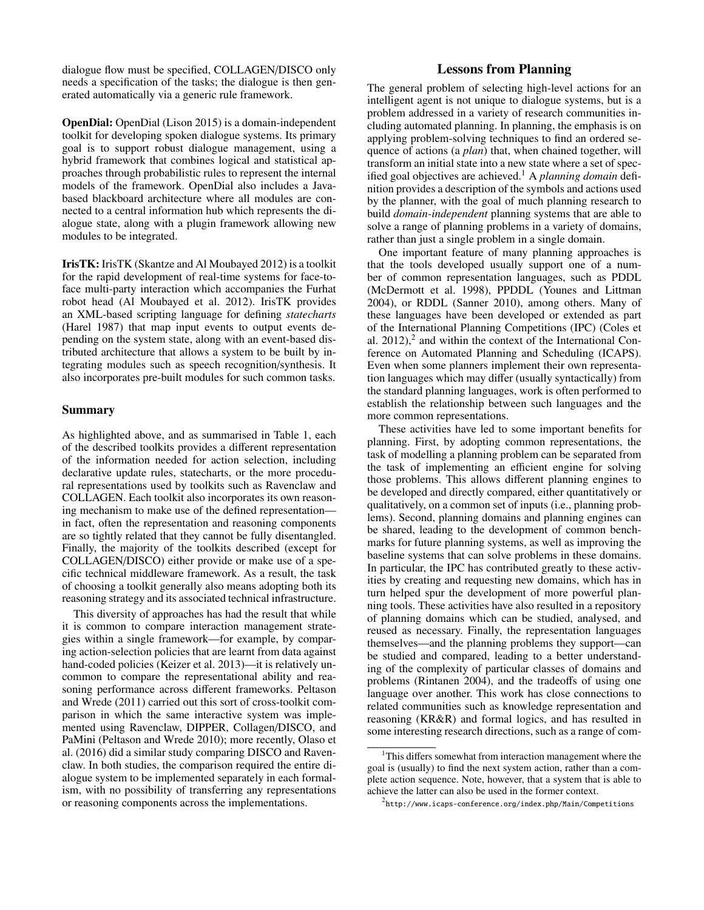dialogue flow must be specified, COLLAGEN/DISCO only needs a specification of the tasks; the dialogue is then generated automatically via a generic rule framework.

**OpenDial:** OpenDial (Lison 2015) is a domain-independent toolkit for developing spoken dialogue systems. Its primary goal is to support robust dialogue management, using a hybrid framework that combines logical and statistical approaches through probabilistic rules to represent the internal models of the framework. OpenDial also includes a Java-based blackboard architecture where all modules are connected to a central information hub which represents the dialogue state, along with a plugin framework allowing new modules to be integrated.

**IrisTK:** IrisTK (Skantze and Al Moubayed 2012) is a toolkit for the rapid development of real-time systems for face-to-face multi-party interaction which accompanies the Furhat robot head (Al Moubayed et al. 2012). IrisTK provides an XML-based scripting language for defining *statecharts* (Harel 1987) that map input events to output events depending on the system state, along with an event-based distributed architecture that allows a system to be built by integrating modules such as speech recognition/synthesis. It also incorporates pre-built modules for such common tasks.

### Summary

As highlighted above, and as summarised in Table 1, each of the described toolkits provides a different representation of the information needed for action selection, including declarative update rules, statecharts, or the more procedural representations used by toolkits such as Ravenclaw and COLLAGEN. Each toolkit also incorporates its own reasoning mechanism to make use of the defined representation—in fact, often the representation and reasoning components are so tightly related that they cannot be fully disentangled. Finally, the majority of the toolkits described (except for COLLAGEN/DISCO) either provide or make use of a specific technical middleware framework. As a result, the task of choosing a toolkit generally also means adopting both its reasoning strategy and its associated technical infrastructure.

This diversity of approaches has had the result that while it is common to compare interaction management strategies within a single framework—for example, by comparing action-selection policies that are learnt from data against hand-coded policies (Keizer et al. 2013)—it is relatively uncommon to compare the representational ability and reasoning performance across different frameworks. Peltason and Wrede (2011) carried out this sort of cross-toolkit comparison in which the same interactive system was implemented using Ravenclaw, DIPPER, Collagen/DISCO, and PaMini (Peltason and Wrede 2010); more recently, Olaso et al. (2016) did a similar study comparing DISCO and Ravenclaw. In both studies, the comparison required the entire dialogue system to be implemented separately in each formalism, with no possibility of transferring any representations or reasoning components across the implementations.

## Lessons from Planning

The general problem of selecting high-level actions for an intelligent agent is not unique to dialogue systems, but is a problem addressed in a variety of research communities including automated planning. In planning, the emphasis is on applying problem-solving techniques to find an ordered sequence of actions (a *plan*) that, when chained together, will transform an initial state into a new state where a set of specified goal objectives are achieved.[1] A *planning domain* definition provides a description of the symbols and actions used by the planner, with the goal of much planning research to build *domain-independent* planning systems that are able to solve a range of planning problems in a variety of domains, rather than just a single problem in a single domain.

One important feature of many planning approaches is that the tools developed usually support one of a number of common representation languages, such as PDDL (McDermott et al. 1998), PPDDL (Younes and Littman 2004), or RDDL (Sanner 2010), among others. Many of these languages have been developed or extended as part of the International Planning Competitions (IPC) (Coles et al. 2012),[2] and within the context of the International Conference on Automated Planning and Scheduling (ICAPS). Even when some planners implement their own representation languages which may differ (usually syntactically) from the standard planning languages, work is often performed to establish the relationship between such languages and the more common representations.

These activities have led to some important benefits for planning. First, by adopting common representations, the task of modelling a planning problem can be separated from the task of implementing an efficient engine for solving those problems. This allows different planning engines to be developed and directly compared, either quantitatively or qualitatively, on a common set of inputs (i.e., planning problems). Second, planning domains and planning engines can be shared, leading to the development of common benchmarks for future planning systems, as well as improving the baseline systems that can solve problems in these domains. In particular, the IPC has contributed greatly to these activities by creating and requesting new domains, which has in turn helped spur the development of more powerful planning tools. These activities have also resulted in a repository of planning domains which can be studied, analysed, and reused as necessary. Finally, the representation languages themselves—and the planning problems they support—can be studied and compared, leading to a better understanding of the complexity of particular classes of domains and problems (Rintanen 2004), and the tradeoffs of using one language over another. This work has close connections to related communities such as knowledge representation and reasoning (KR&R) and formal logics, and has resulted in some interesting research directions, such as a range of com-

[1] This differs somewhat from interaction management where the goal is (usually) to find the next system action, rather than a complete action sequence. Note, however, that a system that is able to achieve the latter can also be used in the former context.

[2] http://www.icaps-conference.org/index.php/Main/Competitions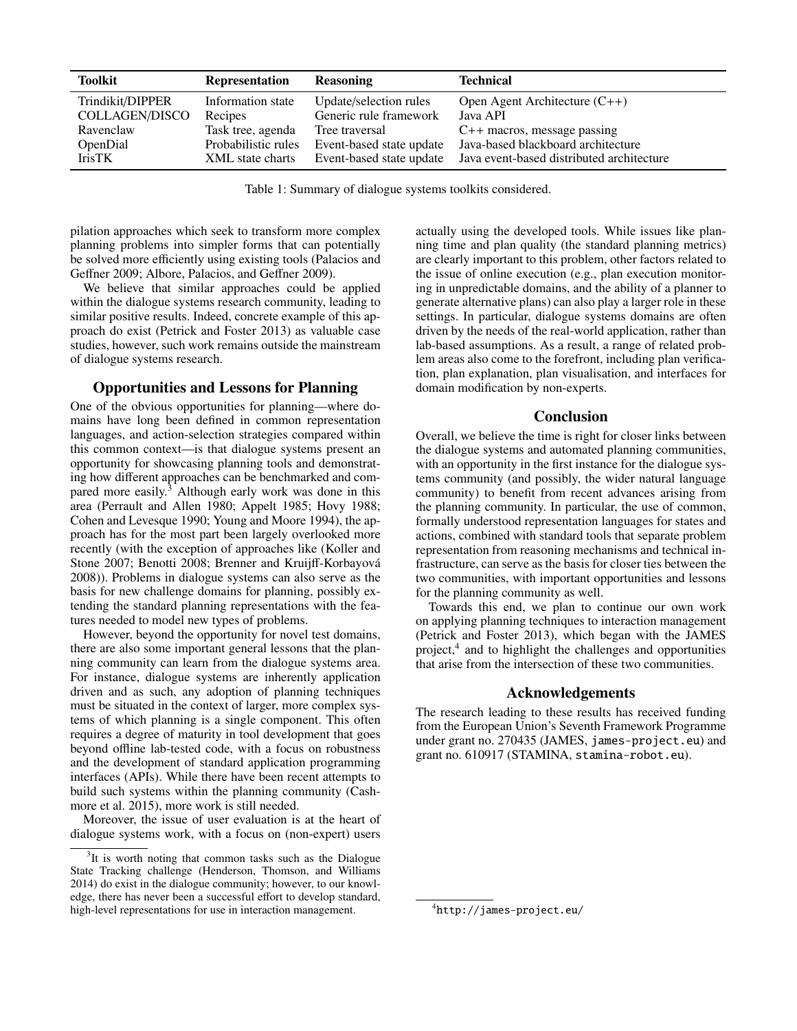| Toolkit | Representation | Reasoning | Technical |
|---|---|---|---|
| Trindikit/DIPPER | Information state | Update/selection rules | Open Agent Architecture (C++) |
| COLLAGEN/DISCO | Recipes | Generic rule framework | Java API |
| Ravenclaw | Task tree, agenda | Tree traversal | C++ macros, message passing |
| OpenDial | Probabilistic rules | Event-based state update | Java-based blackboard architecture |
| IrisTK | XML state charts | Event-based state update | Java event-based distributed architecture |

Table 1: Summary of dialogue systems toolkits considered.

pilation approaches which seek to transform more complex planning problems into simpler forms that can potentially be solved more efficiently using existing tools (Palacios and Geffner 2009; Albore, Palacios, and Geffner 2009).

We believe that similar approaches could be applied within the dialogue systems research community, leading to similar positive results. Indeed, concrete example of this approach do exist (Petrick and Foster 2013) as valuable case studies, however, such work remains outside the mainstream of dialogue systems research.

## Opportunities and Lessons for Planning

One of the obvious opportunities for planning—where domains have long been defined in common representation languages, and action-selection strategies compared within this common context—is that dialogue systems present an opportunity for showcasing planning tools and demonstrating how different approaches can be benchmarked and compared more easily.[3] Although early work was done in this area (Perrault and Allen 1980; Appelt 1985; Hovy 1988; Cohen and Levesque 1990; Young and Moore 1994), the approach has for the most part been largely overlooked more recently (with the exception of approaches like (Koller and Stone 2007; Benotti 2008; Brenner and Kruijff-Korbayová 2008)). Problems in dialogue systems can also serve as the basis for new challenge domains for planning, possibly extending the standard planning representations with the features needed to model new types of problems.

However, beyond the opportunity for novel test domains, there are also some important general lessons that the planning community can learn from the dialogue systems area. For instance, dialogue systems are inherently application driven and as such, any adoption of planning techniques must be situated in the context of larger, more complex systems of which planning is a single component. This often requires a degree of maturity in tool development that goes beyond offline lab-tested code, with a focus on robustness and the development of standard application programming interfaces (APIs). While there have been recent attempts to build such systems within the planning community (Cashmore et al. 2015), more work is still needed.

Moreover, the issue of user evaluation is at the heart of dialogue systems work, with a focus on (non-expert) users actually using the developed tools. While issues like planning time and plan quality (the standard planning metrics) are clearly important to this problem, other factors related to the issue of online execution (e.g., plan execution monitoring in unpredictable domains, and the ability of a planner to generate alternative plans) can also play a larger role in these settings. In particular, dialogue systems domains are often driven by the needs of the real-world application, rather than lab-based assumptions. As a result, a range of related problem areas also come to the forefront, including plan verification, plan explanation, plan visualisation, and interfaces for domain modification by non-experts.

[3] It is worth noting that common tasks such as the Dialogue State Tracking challenge (Henderson, Thomson, and Williams 2014) do exist in the dialogue community; however, to our knowledge, there has never been a successful effort to develop standard, high-level representations for use in interaction management.

## Conclusion

Overall, we believe the time is right for closer links between the dialogue systems and automated planning communities, with an opportunity in the first instance for the dialogue systems community (and possibly, the wider natural language community) to benefit from recent advances arising from the planning community. In particular, the use of common, formally understood representation languages for states and actions, combined with standard tools that separate problem representation from reasoning mechanisms and technical infrastructure, can serve as the basis for closer ties between the two communities, with important opportunities and lessons for the planning community as well.

Towards this end, we plan to continue our own work on applying planning techniques to interaction management (Petrick and Foster 2013), which began with the JAMES project,[4] and to highlight the challenges and opportunities that arise from the intersection of these two communities.

## Acknowledgements

The research leading to these results has received funding from the European Union's Seventh Framework Programme under grant no. 270435 (JAMES, `james-project.eu`) and grant no. 610917 (STAMINA, `stamina-robot.eu`).

[4] `http://james-project.eu/`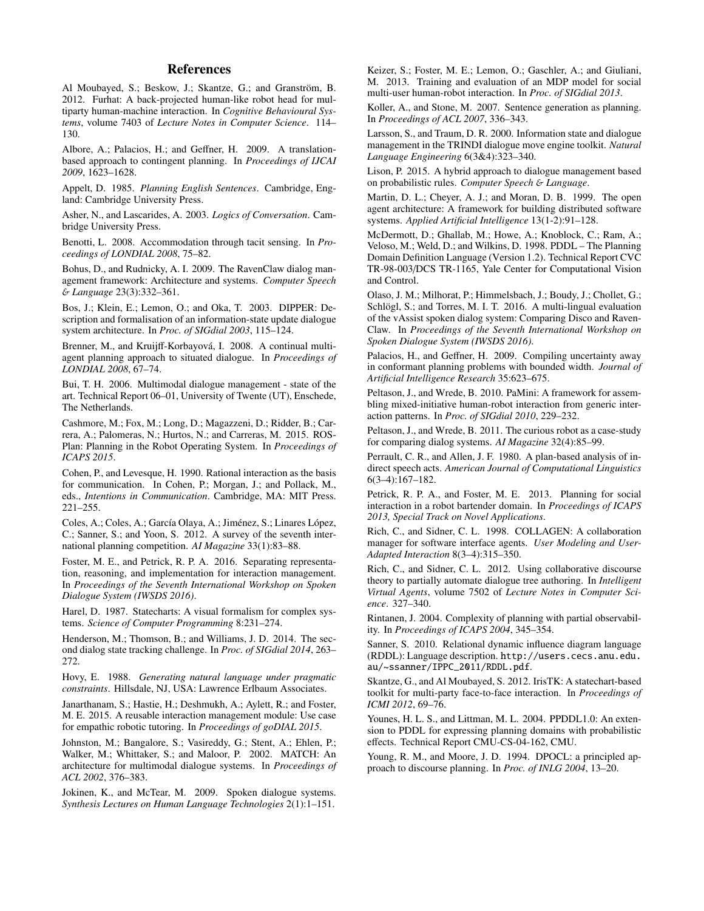## References

Al Moubayed, S.; Beskow, J.; Skantze, G.; and Granström, B. 2012. Furhat: A back-projected human-like robot head for multiparty human-machine interaction. In *Cognitive Behavioural Systems*, volume 7403 of *Lecture Notes in Computer Science*. 114–130.

Albore, A.; Palacios, H.; and Geffner, H. 2009. A translation-based approach to contingent planning. In *Proceedings of IJCAI 2009*, 1623–1628.

Appelt, D. 1985. *Planning English Sentences*. Cambridge, England: Cambridge University Press.

Asher, N., and Lascarides, A. 2003. *Logics of Conversation*. Cambridge University Press.

Benotti, L. 2008. Accommodation through tacit sensing. In *Proceedings of LONDIAL 2008*, 75–82.

Bohus, D., and Rudnicky, A. I. 2009. The RavenClaw dialog management framework: Architecture and systems. *Computer Speech & Language* 23(3):332–361.

Bos, J.; Klein, E.; Lemon, O.; and Oka, T. 2003. DIPPER: Description and formalisation of an information-state update dialogue system architecture. In *Proc. of SIGdial 2003*, 115–124.

Brenner, M., and Kruijff-Korbayová, I. 2008. A continual multiagent planning approach to situated dialogue. In *Proceedings of LONDIAL 2008*, 67–74.

Bui, T. H. 2006. Multimodal dialogue management - state of the art. Technical Report 06–01, University of Twente (UT), Enschede, The Netherlands.

Cashmore, M.; Fox, M.; Long, D.; Magazzeni, D.; Ridder, B.; Carrera, A.; Palomeras, N.; Hurtos, N.; and Carreras, M. 2015. ROSPlan: Planning in the Robot Operating System. In *Proceedings of ICAPS 2015*.

Cohen, P., and Levesque, H. 1990. Rational interaction as the basis for communication. In Cohen, P.; Morgan, J.; and Pollack, M., eds., *Intentions in Communication*. Cambridge, MA: MIT Press. 221–255.

Coles, A.; Coles, A.; García Olaya, A.; Jiménez, S.; Linares López, C.; Sanner, S.; and Yoon, S. 2012. A survey of the seventh international planning competition. *AI Magazine* 33(1):83–88.

Foster, M. E., and Petrick, R. P. A. 2016. Separating representation, reasoning, and implementation for interaction management. In *Proceedings of the Seventh International Workshop on Spoken Dialogue System (IWSDS 2016)*.

Harel, D. 1987. Statecharts: A visual formalism for complex systems. *Science of Computer Programming* 8:231–274.

Henderson, M.; Thomson, B.; and Williams, J. D. 2014. The second dialog state tracking challenge. In *Proc. of SIGdial 2014*, 263–272.

Hovy, E. 1988. *Generating natural language under pragmatic constraints*. Hillsdale, NJ, USA: Lawrence Erlbaum Associates.

Janarthanam, S.; Hastie, H.; Deshmukh, A.; Aylett, R.; and Foster, M. E. 2015. A reusable interaction management module: Use case for empathic robotic tutoring. In *Proceedings of goDIAL 2015*.

Johnston, M.; Bangalore, S.; Vasireddy, G.; Stent, A.; Ehlen, P.; Walker, M.; Whittaker, S.; and Maloor, P. 2002. MATCH: An architecture for multimodal dialogue systems. In *Proceedings of ACL 2002*, 376–383.

Jokinen, K., and McTear, M. 2009. Spoken dialogue systems. *Synthesis Lectures on Human Language Technologies* 2(1):1–151.

Keizer, S.; Foster, M. E.; Lemon, O.; Gaschler, A.; and Giuliani, M. 2013. Training and evaluation of an MDP model for social multi-user human-robot interaction. In *Proc. of SIGdial 2013*.

Koller, A., and Stone, M. 2007. Sentence generation as planning. In *Proceedings of ACL 2007*, 336–343.

Larsson, S., and Traum, D. R. 2000. Information state and dialogue management in the TRINDI dialogue move engine toolkit. *Natural Language Engineering* 6(3&4):323–340.

Lison, P. 2015. A hybrid approach to dialogue management based on probabilistic rules. *Computer Speech & Language*.

Martin, D. L.; Cheyer, A. J.; and Moran, D. B. 1999. The open agent architecture: A framework for building distributed software systems. *Applied Artificial Intelligence* 13(1-2):91–128.

McDermott, D.; Ghallab, M.; Howe, A.; Knoblock, C.; Ram, A.; Veloso, M.; Weld, D.; and Wilkins, D. 1998. PDDL – The Planning Domain Definition Language (Version 1.2). Technical Report CVC TR-98-003/DCS TR-1165, Yale Center for Computational Vision and Control.

Olaso, J. M.; Milhorat, P.; Himmelsbach, J.; Boudy, J.; Chollet, G.; Schlögl, S.; and Torres, M. I. T. 2016. A multi-lingual evaluation of the vAssist spoken dialog system: Comparing Disco and RavenClaw. In *Proceedings of the Seventh International Workshop on Spoken Dialogue System (IWSDS 2016)*.

Palacios, H., and Geffner, H. 2009. Compiling uncertainty away in conformant planning problems with bounded width. *Journal of Artificial Intelligence Research* 35:623–675.

Peltason, J., and Wrede, B. 2010. PaMini: A framework for assembling mixed-initiative human-robot interaction from generic interaction patterns. In *Proc. of SIGdial 2010*, 229–232.

Peltason, J., and Wrede, B. 2011. The curious robot as a case-study for comparing dialog systems. *AI Magazine* 32(4):85–99.

Perrault, C. R., and Allen, J. F. 1980. A plan-based analysis of indirect speech acts. *American Journal of Computational Linguistics* 6(3–4):167–182.

Petrick, R. P. A., and Foster, M. E. 2013. Planning for social interaction in a robot bartender domain. In *Proceedings of ICAPS 2013, Special Track on Novel Applications*.

Rich, C., and Sidner, C. L. 1998. COLLAGEN: A collaboration manager for software interface agents. *User Modeling and User-Adapted Interaction* 8(3–4):315–350.

Rich, C., and Sidner, C. L. 2012. Using collaborative discourse theory to partially automate dialogue tree authoring. In *Intelligent Virtual Agents*, volume 7502 of *Lecture Notes in Computer Science*. 327–340.

Rintanen, J. 2004. Complexity of planning with partial observability. In *Proceedings of ICAPS 2004*, 345–354.

Sanner, S. 2010. Relational dynamic influence diagram language (RDDL): Language description. http://users.cecs.anu.edu.au/~ssanner/IPPC_2011/RDDL.pdf.

Skantze, G., and Al Moubayed, S. 2012. IrisTK: A statechart-based toolkit for multi-party face-to-face interaction. In *Proceedings of ICMI 2012*, 69–76.

Younes, H. L. S., and Littman, M. L. 2004. PPDDL1.0: An extension to PDDL for expressing planning domains with probabilistic effects. Technical Report CMU-CS-04-162, CMU.

Young, R. M., and Moore, J. D. 1994. DPOCL: a principled approach to discourse planning. In *Proc. of INLG 2004*, 13–20.